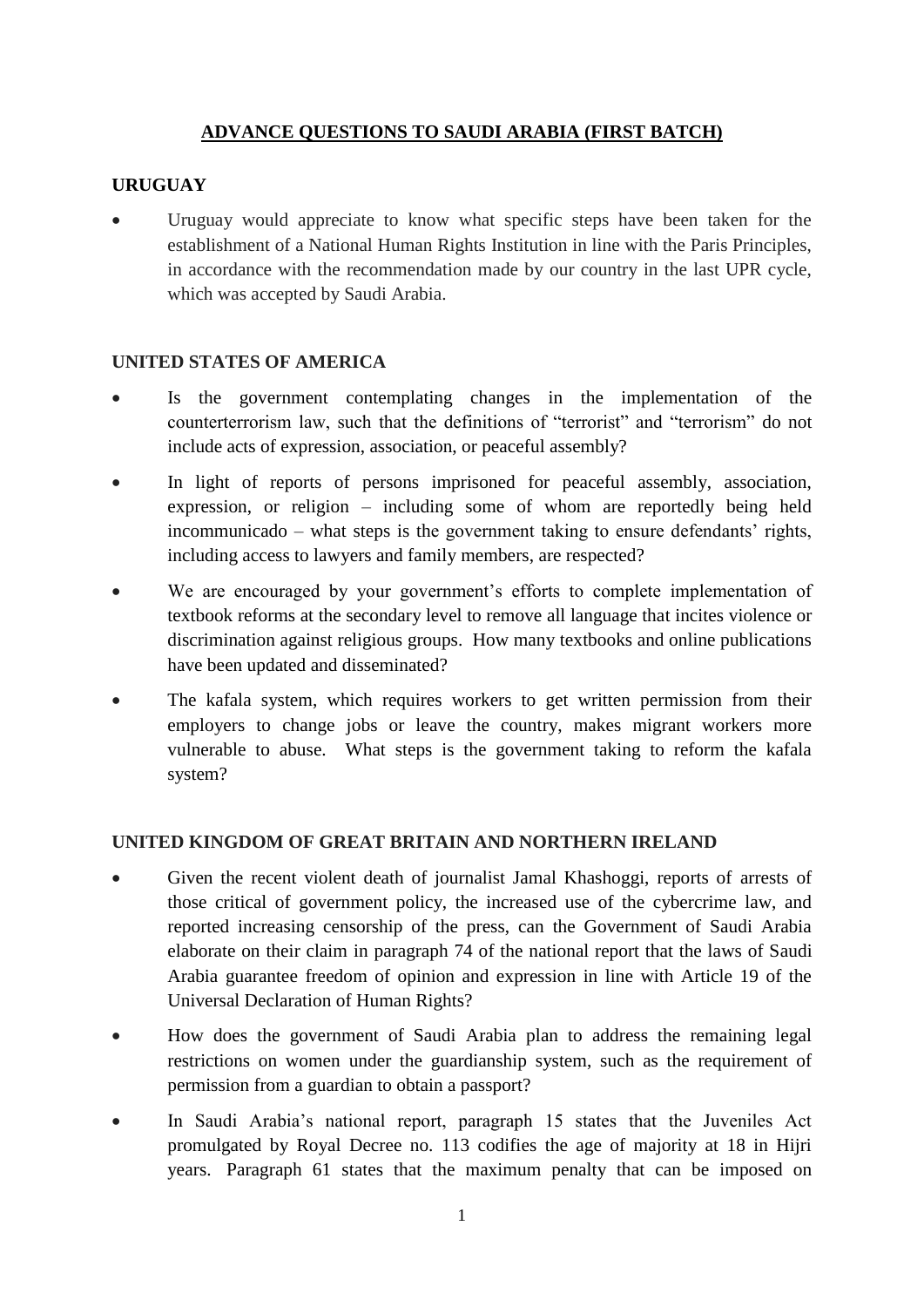# ADVANCE QUESTIONS TO SAUDI ARABIA (FIRST BATCH)

## URUGUAY

- Uruguay would appreciate to know what specific steps have been taken for the establishment of a National Human Rights Institution in line with the Paris Principles, in accordance with the recommendation made by our country in the last UPR cycle, which was accepted by Saudi Arabia.

## UNITED STATES OF AMERICA

- Is the government contemplating changes in the implementation of the counterterrorism law, such that the definitions of "terrorist" and "terrorism" do not include acts of expression, association, or peaceful assembly?
- In light of reports of persons imprisoned for peaceful assembly, association, expression, or religion – including some of whom are reportedly being held incommunicado – what steps is the government taking to ensure defendants' rights, including access to lawyers and family members, are respected?
- We are encouraged by your government's efforts to complete implementation of textbook reforms at the secondary level to remove all language that incites violence or discrimination against religious groups. How many textbooks and online publications have been updated and disseminated?
- The kafala system, which requires workers to get written permission from their employers to change jobs or leave the country, makes migrant workers more vulnerable to abuse. What steps is the government taking to reform the kafala system?

## UNITED KINGDOM OF GREAT BRITAIN AND NORTHERN IRELAND

- Given the recent violent death of journalist Jamal Khashoggi, reports of arrests of those critical of government policy, the increased use of the cybercrime law, and reported increasing censorship of the press, can the Government of Saudi Arabia elaborate on their claim in paragraph 74 of the national report that the laws of Saudi Arabia guarantee freedom of opinion and expression in line with Article 19 of the Universal Declaration of Human Rights?
- How does the government of Saudi Arabia plan to address the remaining legal restrictions on women under the guardianship system, such as the requirement of permission from a guardian to obtain a passport?
- In Saudi Arabia's national report, paragraph 15 states that the Juveniles Act promulgated by Royal Decree no. 113 codifies the age of majority at 18 in Hijri years. Paragraph 61 states that the maximum penalty that can be imposed on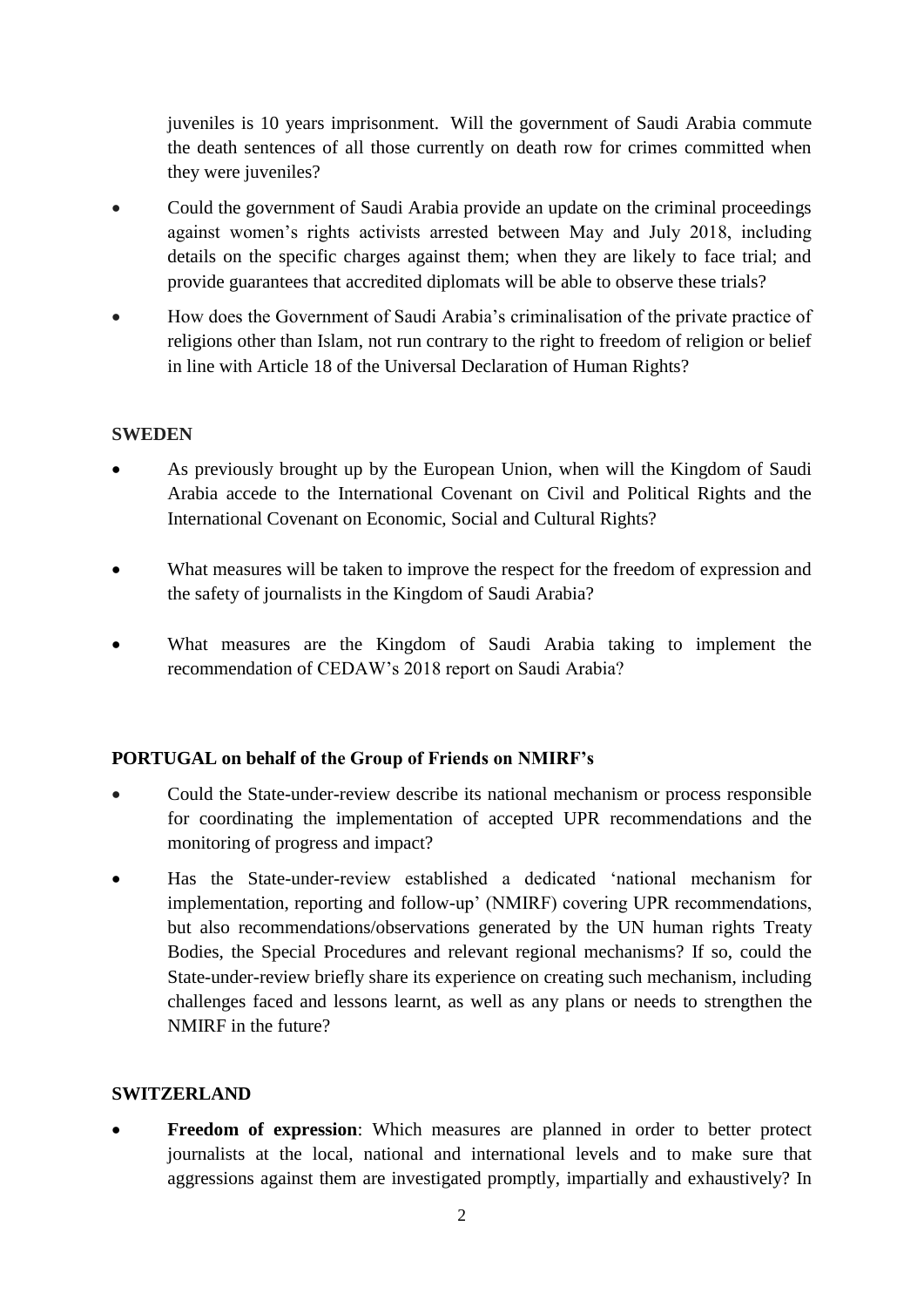juveniles is 10 years imprisonment. Will the government of Saudi Arabia commute the death sentences of all those currently on death row for crimes committed when they were juveniles?

- Could the government of Saudi Arabia provide an update on the criminal proceedings against women's rights activists arrested between May and July 2018, including details on the specific charges against them; when they are likely to face trial; and provide guarantees that accredited diplomats will be able to observe these trials?
- How does the Government of Saudi Arabia's criminalisation of the private practice of religions other than Islam, not run contrary to the right to freedom of religion or belief in line with Article 18 of the Universal Declaration of Human Rights?

**SWEDEN**

- As previously brought up by the European Union, when will the Kingdom of Saudi Arabia accede to the International Covenant on Civil and Political Rights and the International Covenant on Economic, Social and Cultural Rights?
- What measures will be taken to improve the respect for the freedom of expression and the safety of journalists in the Kingdom of Saudi Arabia?
- What measures are the Kingdom of Saudi Arabia taking to implement the recommendation of CEDAW's 2018 report on Saudi Arabia?

**PORTUGAL on behalf of the Group of Friends on NMIRF's**

- Could the State-under-review describe its national mechanism or process responsible for coordinating the implementation of accepted UPR recommendations and the monitoring of progress and impact?
- Has the State-under-review established a dedicated 'national mechanism for implementation, reporting and follow-up' (NMIRF) covering UPR recommendations, but also recommendations/observations generated by the UN human rights Treaty Bodies, the Special Procedures and relevant regional mechanisms? If so, could the State-under-review briefly share its experience on creating such mechanism, including challenges faced and lessons learnt, as well as any plans or needs to strengthen the NMIRF in the future?

**SWITZERLAND**

- **Freedom of expression**: Which measures are planned in order to better protect journalists at the local, national and international levels and to make sure that aggressions against them are investigated promptly, impartially and exhaustively? In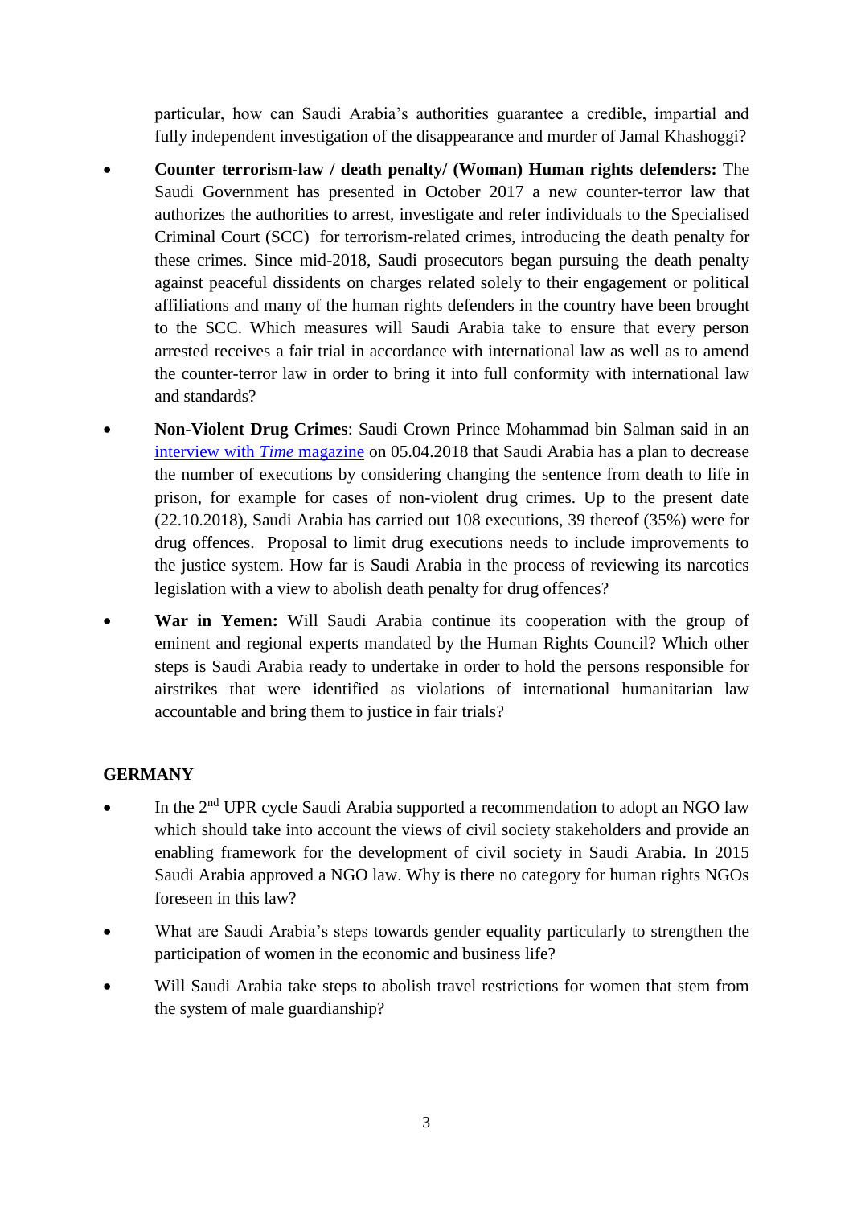particular, how can Saudi Arabia's authorities guarantee a credible, impartial and fully independent investigation of the disappearance and murder of Jamal Khashoggi?

- **Counter terrorism-law / death penalty/ (Woman) Human rights defenders:** The Saudi Government has presented in October 2017 a new counter-terror law that authorizes the authorities to arrest, investigate and refer individuals to the Specialised Criminal Court (SCC) for terrorism-related crimes, introducing the death penalty for these crimes. Since mid-2018, Saudi prosecutors began pursuing the death penalty against peaceful dissidents on charges related solely to their engagement or political affiliations and many of the human rights defenders in the country have been brought to the SCC. Which measures will Saudi Arabia take to ensure that every person arrested receives a fair trial in accordance with international law as well as to amend the counter-terror law in order to bring it into full conformity with international law and standards?

- **Non-Violent Drug Crimes**: Saudi Crown Prince Mohammad bin Salman said in an interview with *Time* magazine on 05.04.2018 that Saudi Arabia has a plan to decrease the number of executions by considering changing the sentence from death to life in prison, for example for cases of non-violent drug crimes. Up to the present date (22.10.2018), Saudi Arabia has carried out 108 executions, 39 thereof (35%) were for drug offences. Proposal to limit drug executions needs to include improvements to the justice system. How far is Saudi Arabia in the process of reviewing its narcotics legislation with a view to abolish death penalty for drug offences?

- **War in Yemen:** Will Saudi Arabia continue its cooperation with the group of eminent and regional experts mandated by the Human Rights Council? Which other steps is Saudi Arabia ready to undertake in order to hold the persons responsible for airstrikes that were identified as violations of international humanitarian law accountable and bring them to justice in fair trials?

## GERMANY

- In the 2nd UPR cycle Saudi Arabia supported a recommendation to adopt an NGO law which should take into account the views of civil society stakeholders and provide an enabling framework for the development of civil society in Saudi Arabia. In 2015 Saudi Arabia approved a NGO law. Why is there no category for human rights NGOs foreseen in this law?

- What are Saudi Arabia's steps towards gender equality particularly to strengthen the participation of women in the economic and business life?

- Will Saudi Arabia take steps to abolish travel restrictions for women that stem from the system of male guardianship?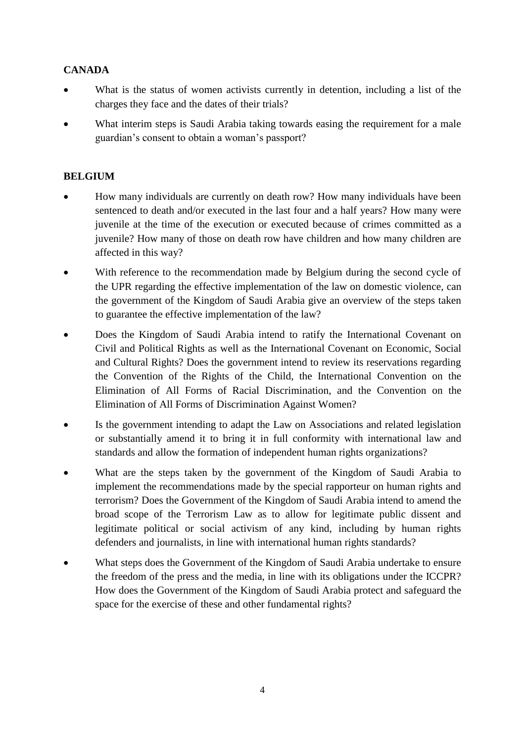**CANADA**

- What is the status of women activists currently in detention, including a list of the charges they face and the dates of their trials?
- What interim steps is Saudi Arabia taking towards easing the requirement for a male guardian's consent to obtain a woman's passport?

**BELGIUM**

- How many individuals are currently on death row? How many individuals have been sentenced to death and/or executed in the last four and a half years? How many were juvenile at the time of the execution or executed because of crimes committed as a juvenile? How many of those on death row have children and how many children are affected in this way?
- With reference to the recommendation made by Belgium during the second cycle of the UPR regarding the effective implementation of the law on domestic violence, can the government of the Kingdom of Saudi Arabia give an overview of the steps taken to guarantee the effective implementation of the law?
- Does the Kingdom of Saudi Arabia intend to ratify the International Covenant on Civil and Political Rights as well as the International Covenant on Economic, Social and Cultural Rights? Does the government intend to review its reservations regarding the Convention of the Rights of the Child, the International Convention on the Elimination of All Forms of Racial Discrimination, and the Convention on the Elimination of All Forms of Discrimination Against Women?
- Is the government intending to adapt the Law on Associations and related legislation or substantially amend it to bring it in full conformity with international law and standards and allow the formation of independent human rights organizations?
- What are the steps taken by the government of the Kingdom of Saudi Arabia to implement the recommendations made by the special rapporteur on human rights and terrorism? Does the Government of the Kingdom of Saudi Arabia intend to amend the broad scope of the Terrorism Law as to allow for legitimate public dissent and legitimate political or social activism of any kind, including by human rights defenders and journalists, in line with international human rights standards?
- What steps does the Government of the Kingdom of Saudi Arabia undertake to ensure the freedom of the press and the media, in line with its obligations under the ICCPR? How does the Government of the Kingdom of Saudi Arabia protect and safeguard the space for the exercise of these and other fundamental rights?